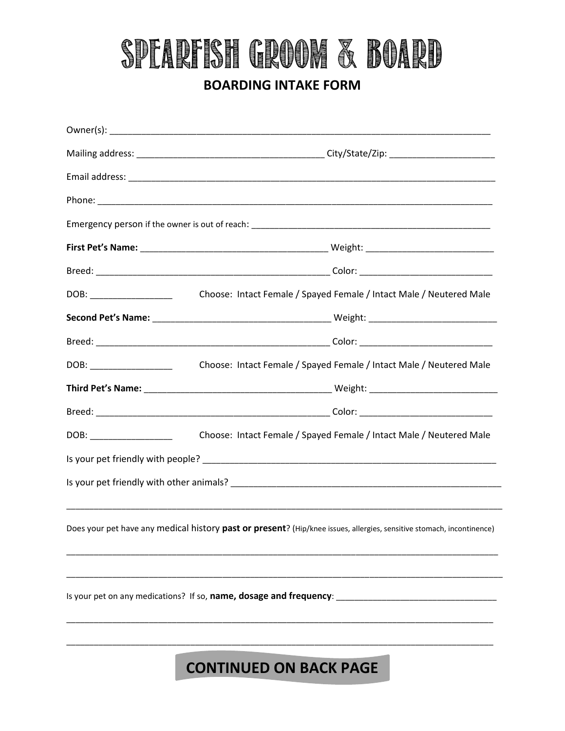# SPEARFISH GROOM & BOARD

## BOARDING INTAKE FORM

Owner(s): ___________________________________________________________________________

Mailing address: _____________________________________ City/State/Zip: ____________________

Email address: _________________________________________________________________________

Phone: ______________________________________________________________________________

Emergency person if the owner is out of reach: ________________________________________________

**First Pet's Name:** _____________________________________ Weight: _________________________

Breed: ______________________________________________ Color: __________________________

DOB: ________________ Choose: Intact Female / Spayed Female / Intact Male / Neutered Male

**Second Pet's Name:** __________________________________ Weight: _________________________

Breed: ______________________________________________ Color: __________________________

DOB: ________________ Choose: Intact Female / Spayed Female / Intact Male / Neutered Male

**Third Pet's Name:** ____________________________________ Weight: _________________________

Breed: ______________________________________________ Color: __________________________

DOB: ________________ Choose: Intact Female / Spayed Female / Intact Male / Neutered Male

Is your pet friendly with people? __________________________________________________________

Is your pet friendly with other animals? _____________________________________________________

______________________________________________________________________________________

Does your pet have any medical history **past or present**? (Hip/knee issues, allergies, sensitive stomach, incontinence)

______________________________________________________________________________________

______________________________________________________________________________________

Is your pet on any medications? If so, **name, dosage and frequency**: _________________________________

______________________________________________________________________________________

______________________________________________________________________________________

**CONTINUED ON BACK PAGE**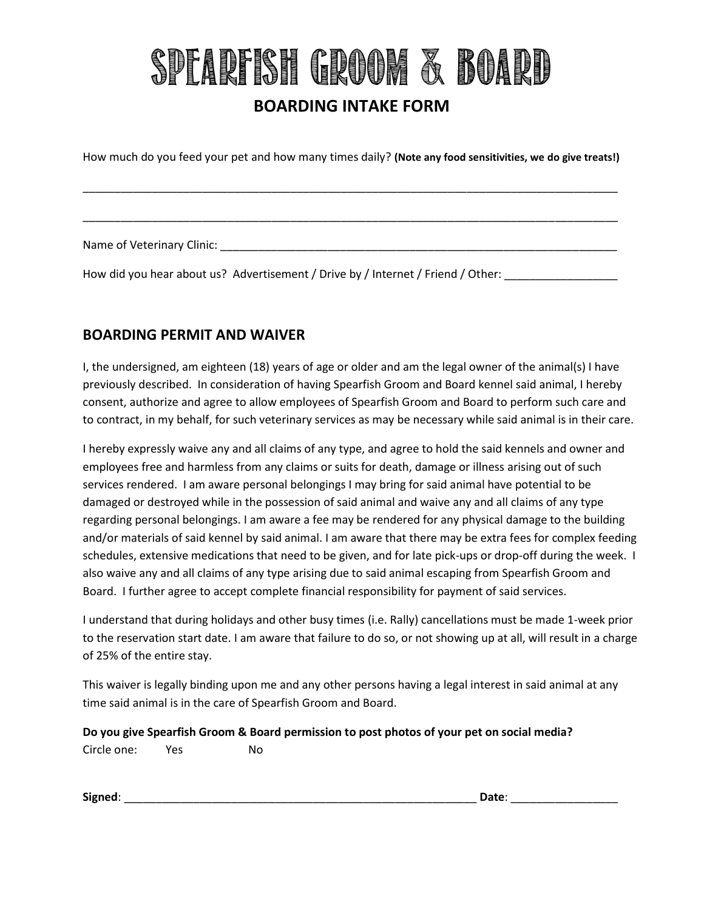# SPEARFISH GROOM & BOARD

## BOARDING INTAKE FORM

How much do you feed your pet and how many times daily? **(Note any food sensitivities, we do give treats!)**

\_\_\_\_\_\_\_\_\_\_\_\_\_\_\_\_\_\_\_\_\_\_\_\_\_\_\_\_\_\_\_\_\_\_\_\_\_\_\_\_\_\_\_\_\_\_\_\_\_\_\_\_\_\_\_\_\_\_\_\_\_\_\_\_\_\_\_\_\_\_\_\_\_\_\_\_\_\_\_\_\_\_\_\_

\_\_\_\_\_\_\_\_\_\_\_\_\_\_\_\_\_\_\_\_\_\_\_\_\_\_\_\_\_\_\_\_\_\_\_\_\_\_\_\_\_\_\_\_\_\_\_\_\_\_\_\_\_\_\_\_\_\_\_\_\_\_\_\_\_\_\_\_\_\_\_\_\_\_\_\_\_\_\_\_\_\_\_\_

Name of Veterinary Clinic: \_\_\_\_\_\_\_\_\_\_\_\_\_\_\_\_\_\_\_\_\_\_\_\_\_\_\_\_\_\_\_\_\_\_\_\_\_\_\_\_\_\_\_\_\_\_\_\_\_\_\_\_\_\_\_\_\_\_\_\_\_\_\_\_

How did you hear about us? Advertisement / Drive by / Internet / Friend / Other: \_\_\_\_\_\_\_\_\_\_\_\_\_\_\_\_\_\_

## BOARDING PERMIT AND WAIVER

I, the undersigned, am eighteen (18) years of age or older and am the legal owner of the animal(s) I have previously described. In consideration of having Spearfish Groom and Board kennel said animal, I hereby consent, authorize and agree to allow employees of Spearfish Groom and Board to perform such care and to contract, in my behalf, for such veterinary services as may be necessary while said animal is in their care.

I hereby expressly waive any and all claims of any type, and agree to hold the said kennels and owner and employees free and harmless from any claims or suits for death, damage or illness arising out of such services rendered. I am aware personal belongings I may bring for said animal have potential to be damaged or destroyed while in the possession of said animal and waive any and all claims of any type regarding personal belongings. I am aware a fee may be rendered for any physical damage to the building and/or materials of said kennel by said animal. I am aware that there may be extra fees for complex feeding schedules, extensive medications that need to be given, and for late pick-ups or drop-off during the week. I also waive any and all claims of any type arising due to said animal escaping from Spearfish Groom and Board. I further agree to accept complete financial responsibility for payment of said services.

I understand that during holidays and other busy times (i.e. Rally) cancellations must be made 1-week prior to the reservation start date. I am aware that failure to do so, or not showing up at all, will result in a charge of 25% of the entire stay.

This waiver is legally binding upon me and any other persons having a legal interest in said animal at any time said animal is in the care of Spearfish Groom and Board.

**Do you give Spearfish Groom & Board permission to post photos of your pet on social media?**

Circle one: Yes No

**Signed**: \_\_\_\_\_\_\_\_\_\_\_\_\_\_\_\_\_\_\_\_\_\_\_\_\_\_\_\_\_\_\_\_\_\_\_\_\_\_\_\_\_\_\_\_\_\_\_\_\_\_\_\_\_\_\_\_ **Date**: \_\_\_\_\_\_\_\_\_\_\_\_\_\_\_\_\_